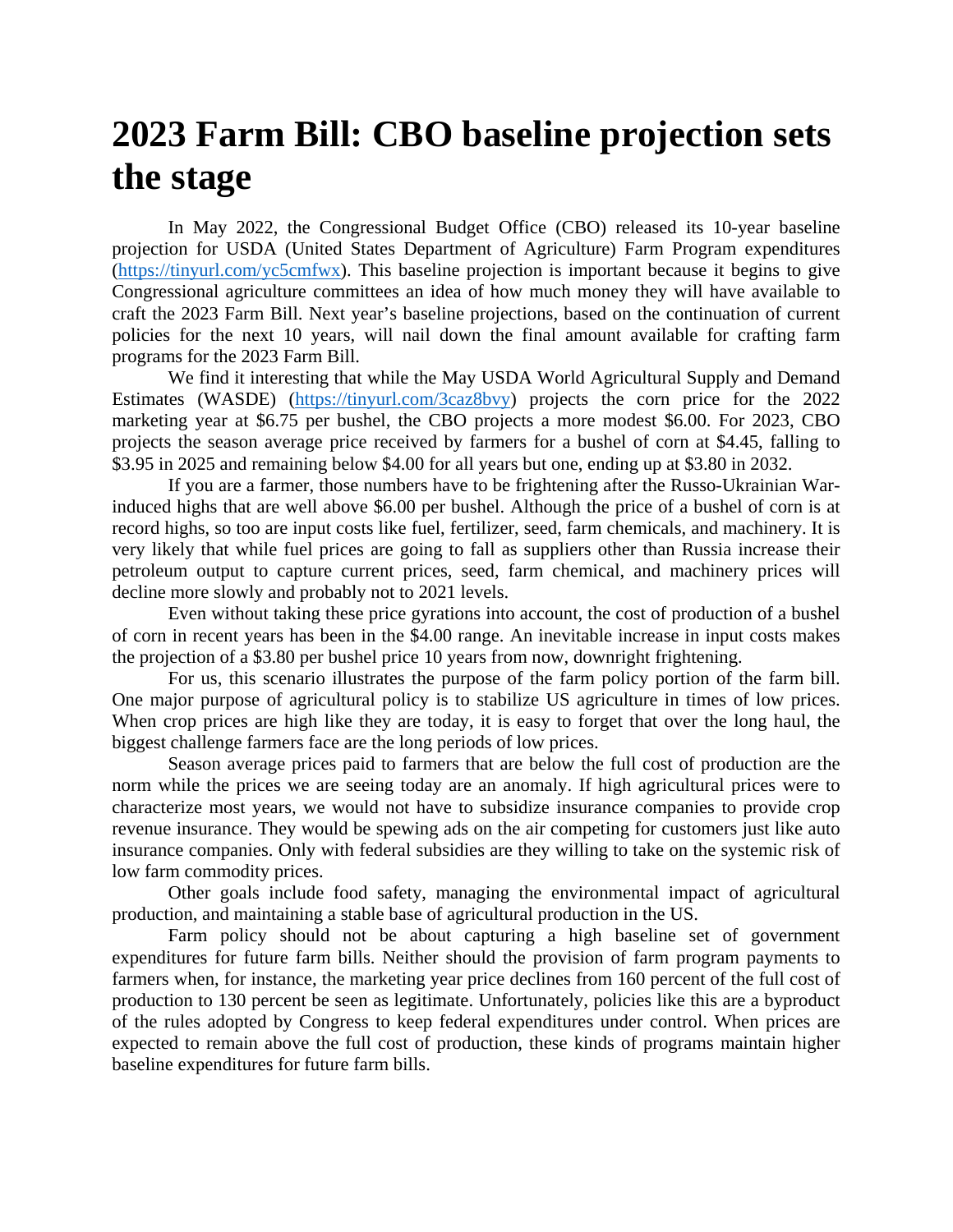# 2023 Farm Bill: CBO baseline projection sets the stage

In May 2022, the Congressional Budget Office (CBO) released its 10-year baseline projection for USDA (United States Department of Agriculture) Farm Program expenditures (https://tinyurl.com/yc5cmfwx). This baseline projection is important because it begins to give Congressional agriculture committees an idea of how much money they will have available to craft the 2023 Farm Bill. Next year's baseline projections, based on the continuation of current policies for the next 10 years, will nail down the final amount available for crafting farm programs for the 2023 Farm Bill.

We find it interesting that while the May USDA World Agricultural Supply and Demand Estimates (WASDE) (https://tinyurl.com/3caz8bvy) projects the corn price for the 2022 marketing year at $6.75 per bushel, the CBO projects a more modest $6.00. For 2023, CBO projects the season average price received by farmers for a bushel of corn at $4.45, falling to $3.95 in 2025 and remaining below $4.00 for all years but one, ending up at $3.80 in 2032.

If you are a farmer, those numbers have to be frightening after the Russo-Ukrainian War-induced highs that are well above $6.00 per bushel. Although the price of a bushel of corn is at record highs, so too are input costs like fuel, fertilizer, seed, farm chemicals, and machinery. It is very likely that while fuel prices are going to fall as suppliers other than Russia increase their petroleum output to capture current prices, seed, farm chemical, and machinery prices will decline more slowly and probably not to 2021 levels.

Even without taking these price gyrations into account, the cost of production of a bushel of corn in recent years has been in the $4.00 range. An inevitable increase in input costs makes the projection of a $3.80 per bushel price 10 years from now, downright frightening.

For us, this scenario illustrates the purpose of the farm policy portion of the farm bill. One major purpose of agricultural policy is to stabilize US agriculture in times of low prices. When crop prices are high like they are today, it is easy to forget that over the long haul, the biggest challenge farmers face are the long periods of low prices.

Season average prices paid to farmers that are below the full cost of production are the norm while the prices we are seeing today are an anomaly. If high agricultural prices were to characterize most years, we would not have to subsidize insurance companies to provide crop revenue insurance. They would be spewing ads on the air competing for customers just like auto insurance companies. Only with federal subsidies are they willing to take on the systemic risk of low farm commodity prices.

Other goals include food safety, managing the environmental impact of agricultural production, and maintaining a stable base of agricultural production in the US.

Farm policy should not be about capturing a high baseline set of government expenditures for future farm bills. Neither should the provision of farm program payments to farmers when, for instance, the marketing year price declines from 160 percent of the full cost of production to 130 percent be seen as legitimate. Unfortunately, policies like this are a byproduct of the rules adopted by Congress to keep federal expenditures under control. When prices are expected to remain above the full cost of production, these kinds of programs maintain higher baseline expenditures for future farm bills.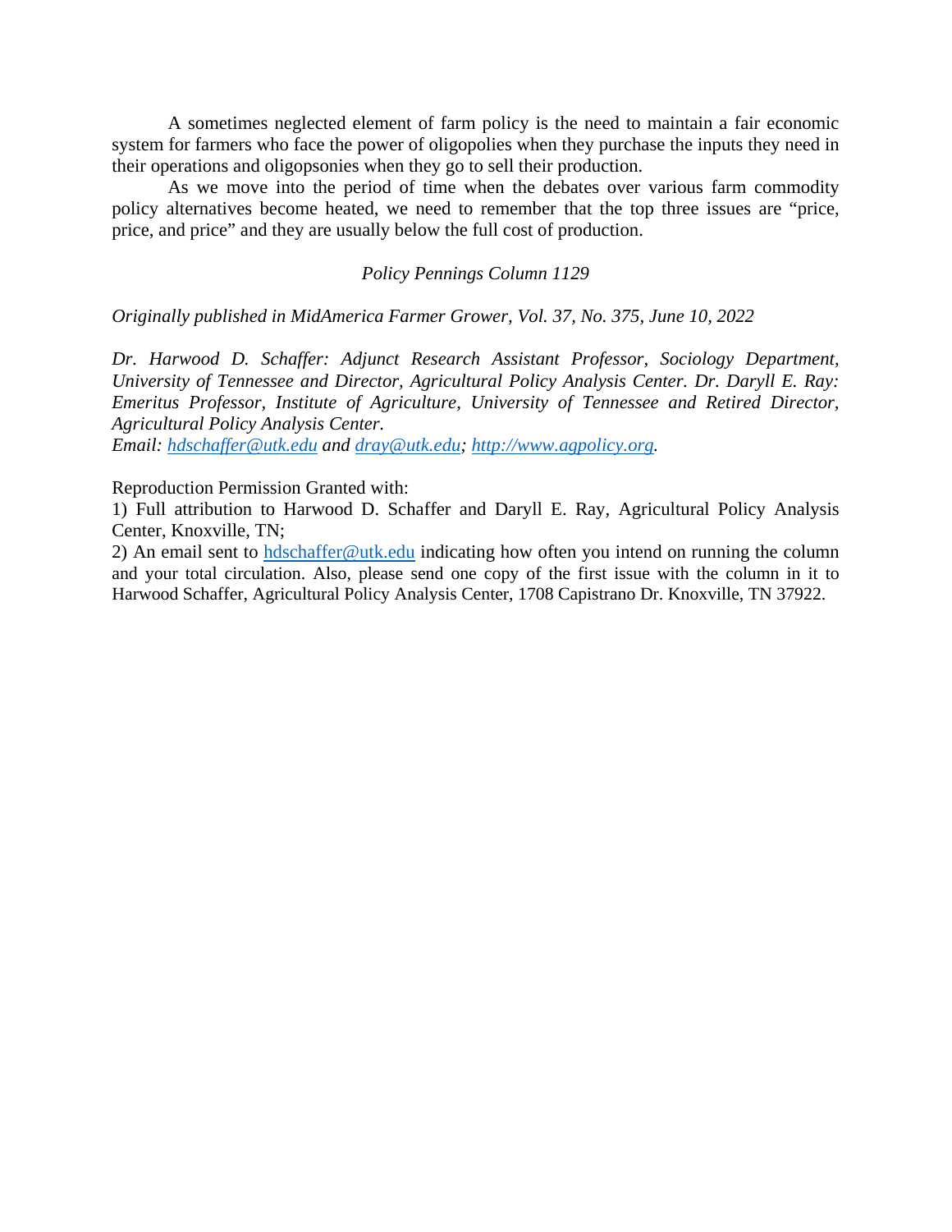A sometimes neglected element of farm policy is the need to maintain a fair economic system for farmers who face the power of oligopolies when they purchase the inputs they need in their operations and oligopsonies when they go to sell their production.

As we move into the period of time when the debates over various farm commodity policy alternatives become heated, we need to remember that the top three issues are "price, price, and price" and they are usually below the full cost of production.

*Policy Pennings Column 1129*

*Originally published in MidAmerica Farmer Grower, Vol. 37, No. 375, June 10, 2022*

*Dr. Harwood D. Schaffer: Adjunct Research Assistant Professor, Sociology Department, University of Tennessee and Director, Agricultural Policy Analysis Center. Dr. Daryll E. Ray: Emeritus Professor, Institute of Agriculture, University of Tennessee and Retired Director, Agricultural Policy Analysis Center.*
*Email: hdschaffer@utk.edu and dray@utk.edu; http://www.agpolicy.org.*

Reproduction Permission Granted with:
1) Full attribution to Harwood D. Schaffer and Daryll E. Ray, Agricultural Policy Analysis Center, Knoxville, TN;
2) An email sent to hdschaffer@utk.edu indicating how often you intend on running the column and your total circulation. Also, please send one copy of the first issue with the column in it to Harwood Schaffer, Agricultural Policy Analysis Center, 1708 Capistrano Dr. Knoxville, TN 37922.